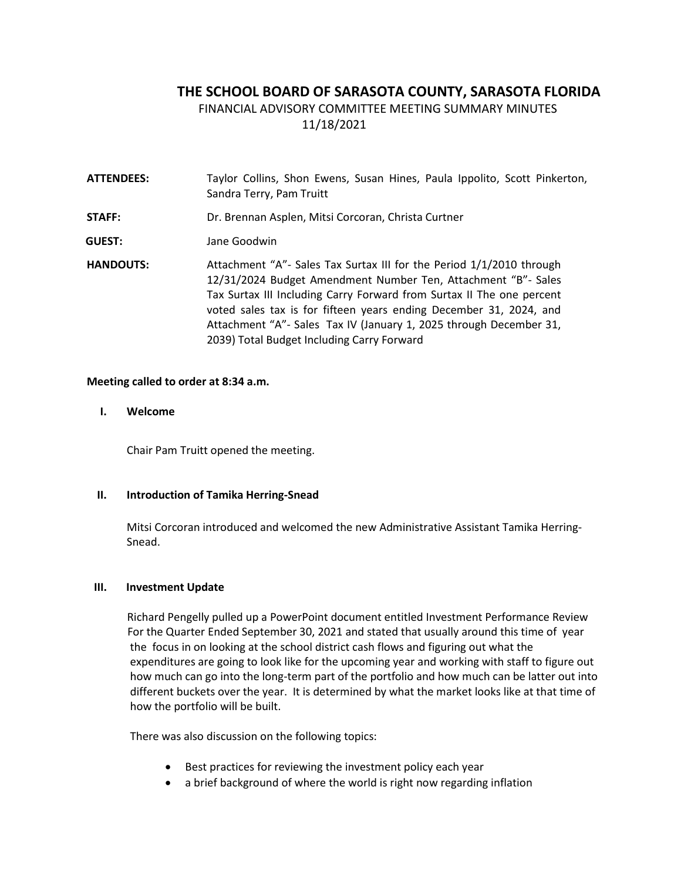# THE SCHOOL BOARD OF SARASOTA COUNTY, SARASOTA FLORIDA

FINANCIAL ADVISORY COMMITTEE MEETING SUMMARY MINUTES
11/18/2021

**ATTENDEES:** Taylor Collins, Shon Ewens, Susan Hines, Paula Ippolito, Scott Pinkerton, Sandra Terry, Pam Truitt

**STAFF:** Dr. Brennan Asplen, Mitsi Corcoran, Christa Curtner

**GUEST:** Jane Goodwin

**HANDOUTS:** Attachment "A"- Sales Tax Surtax III for the Period 1/1/2010 through 12/31/2024 Budget Amendment Number Ten, Attachment "B"- Sales Tax Surtax III Including Carry Forward from Surtax II The one percent voted sales tax is for fifteen years ending December 31, 2024, and Attachment "A"- Sales Tax IV (January 1, 2025 through December 31, 2039) Total Budget Including Carry Forward

**Meeting called to order at 8:34 a.m.**

## I. Welcome

Chair Pam Truitt opened the meeting.

## II. Introduction of Tamika Herring-Snead

Mitsi Corcoran introduced and welcomed the new Administrative Assistant Tamika Herring-Snead.

## III. Investment Update

Richard Pengelly pulled up a PowerPoint document entitled Investment Performance Review For the Quarter Ended September 30, 2021 and stated that usually around this time of year the focus in on looking at the school district cash flows and figuring out what the expenditures are going to look like for the upcoming year and working with staff to figure out how much can go into the long-term part of the portfolio and how much can be latter out into different buckets over the year. It is determined by what the market looks like at that time of how the portfolio will be built.

There was also discussion on the following topics:

- Best practices for reviewing the investment policy each year
- a brief background of where the world is right now regarding inflation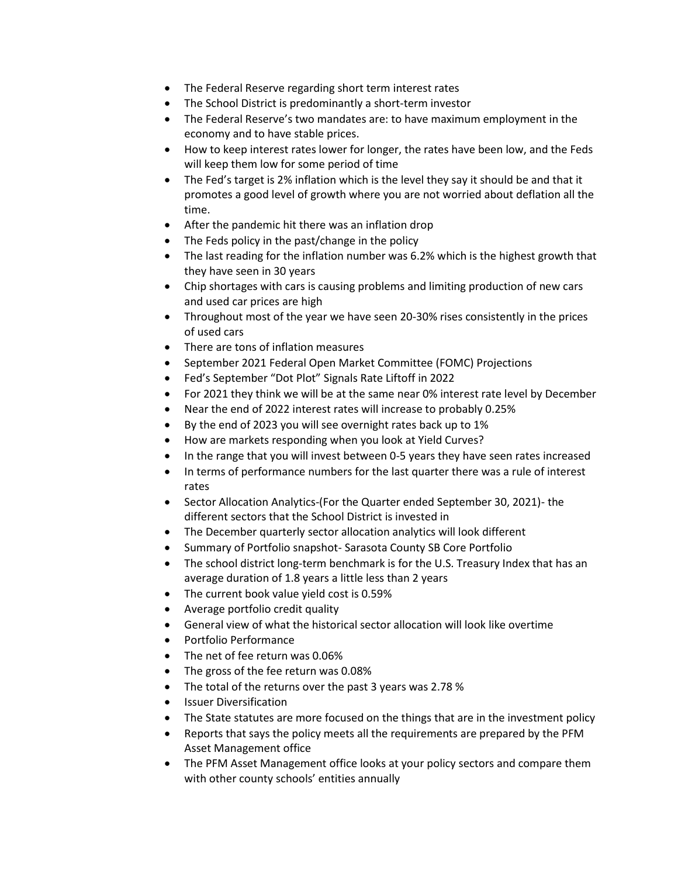- The Federal Reserve regarding short term interest rates
- The School District is predominantly a short-term investor
- The Federal Reserve's two mandates are: to have maximum employment in the economy and to have stable prices.
- How to keep interest rates lower for longer, the rates have been low, and the Feds will keep them low for some period of time
- The Fed's target is 2% inflation which is the level they say it should be and that it promotes a good level of growth where you are not worried about deflation all the time.
- After the pandemic hit there was an inflation drop
- The Feds policy in the past/change in the policy
- The last reading for the inflation number was 6.2% which is the highest growth that they have seen in 30 years
- Chip shortages with cars is causing problems and limiting production of new cars and used car prices are high
- Throughout most of the year we have seen 20-30% rises consistently in the prices of used cars
- There are tons of inflation measures
- September 2021 Federal Open Market Committee (FOMC) Projections
- Fed's September "Dot Plot" Signals Rate Liftoff in 2022
- For 2021 they think we will be at the same near 0% interest rate level by December
- Near the end of 2022 interest rates will increase to probably 0.25%
- By the end of 2023 you will see overnight rates back up to 1%
- How are markets responding when you look at Yield Curves?
- In the range that you will invest between 0-5 years they have seen rates increased
- In terms of performance numbers for the last quarter there was a rule of interest rates
- Sector Allocation Analytics-(For the Quarter ended September 30, 2021)- the different sectors that the School District is invested in
- The December quarterly sector allocation analytics will look different
- Summary of Portfolio snapshot- Sarasota County SB Core Portfolio
- The school district long-term benchmark is for the U.S. Treasury Index that has an average duration of 1.8 years a little less than 2 years
- The current book value yield cost is 0.59%
- Average portfolio credit quality
- General view of what the historical sector allocation will look like overtime
- Portfolio Performance
- The net of fee return was 0.06%
- The gross of the fee return was 0.08%
- The total of the returns over the past 3 years was 2.78 %
- Issuer Diversification
- The State statutes are more focused on the things that are in the investment policy
- Reports that says the policy meets all the requirements are prepared by the PFM Asset Management office
- The PFM Asset Management office looks at your policy sectors and compare them with other county schools' entities annually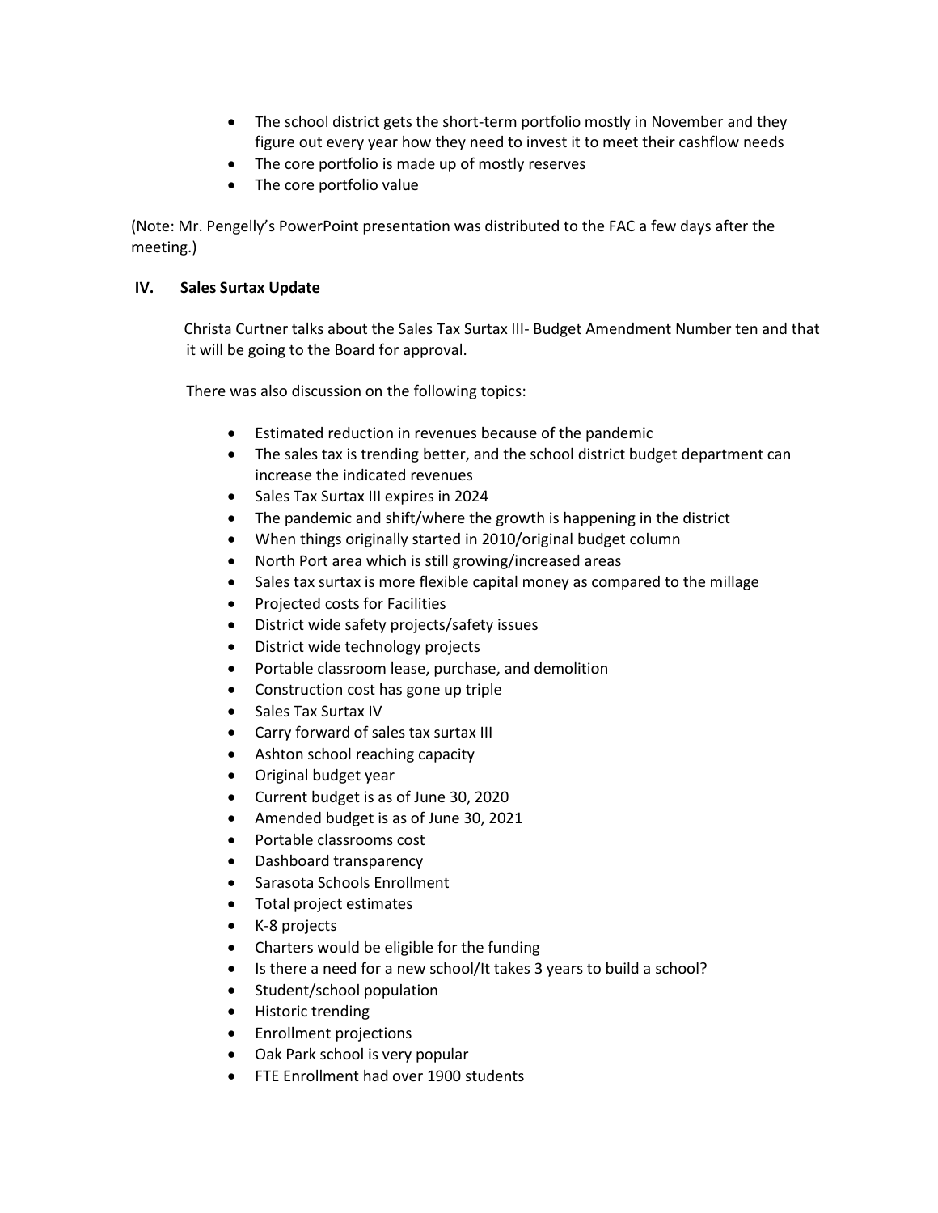- The school district gets the short-term portfolio mostly in November and they figure out every year how they need to invest it to meet their cashflow needs
- The core portfolio is made up of mostly reserves
- The core portfolio value

(Note: Mr. Pengelly's PowerPoint presentation was distributed to the FAC a few days after the meeting.)

## IV. Sales Surtax Update

Christa Curtner talks about the Sales Tax Surtax III- Budget Amendment Number ten and that it will be going to the Board for approval.

There was also discussion on the following topics:

- Estimated reduction in revenues because of the pandemic
- The sales tax is trending better, and the school district budget department can increase the indicated revenues
- Sales Tax Surtax III expires in 2024
- The pandemic and shift/where the growth is happening in the district
- When things originally started in 2010/original budget column
- North Port area which is still growing/increased areas
- Sales tax surtax is more flexible capital money as compared to the millage
- Projected costs for Facilities
- District wide safety projects/safety issues
- District wide technology projects
- Portable classroom lease, purchase, and demolition
- Construction cost has gone up triple
- Sales Tax Surtax IV
- Carry forward of sales tax surtax III
- Ashton school reaching capacity
- Original budget year
- Current budget is as of June 30, 2020
- Amended budget is as of June 30, 2021
- Portable classrooms cost
- Dashboard transparency
- Sarasota Schools Enrollment
- Total project estimates
- K-8 projects
- Charters would be eligible for the funding
- Is there a need for a new school/It takes 3 years to build a school?
- Student/school population
- Historic trending
- Enrollment projections
- Oak Park school is very popular
- FTE Enrollment had over 1900 students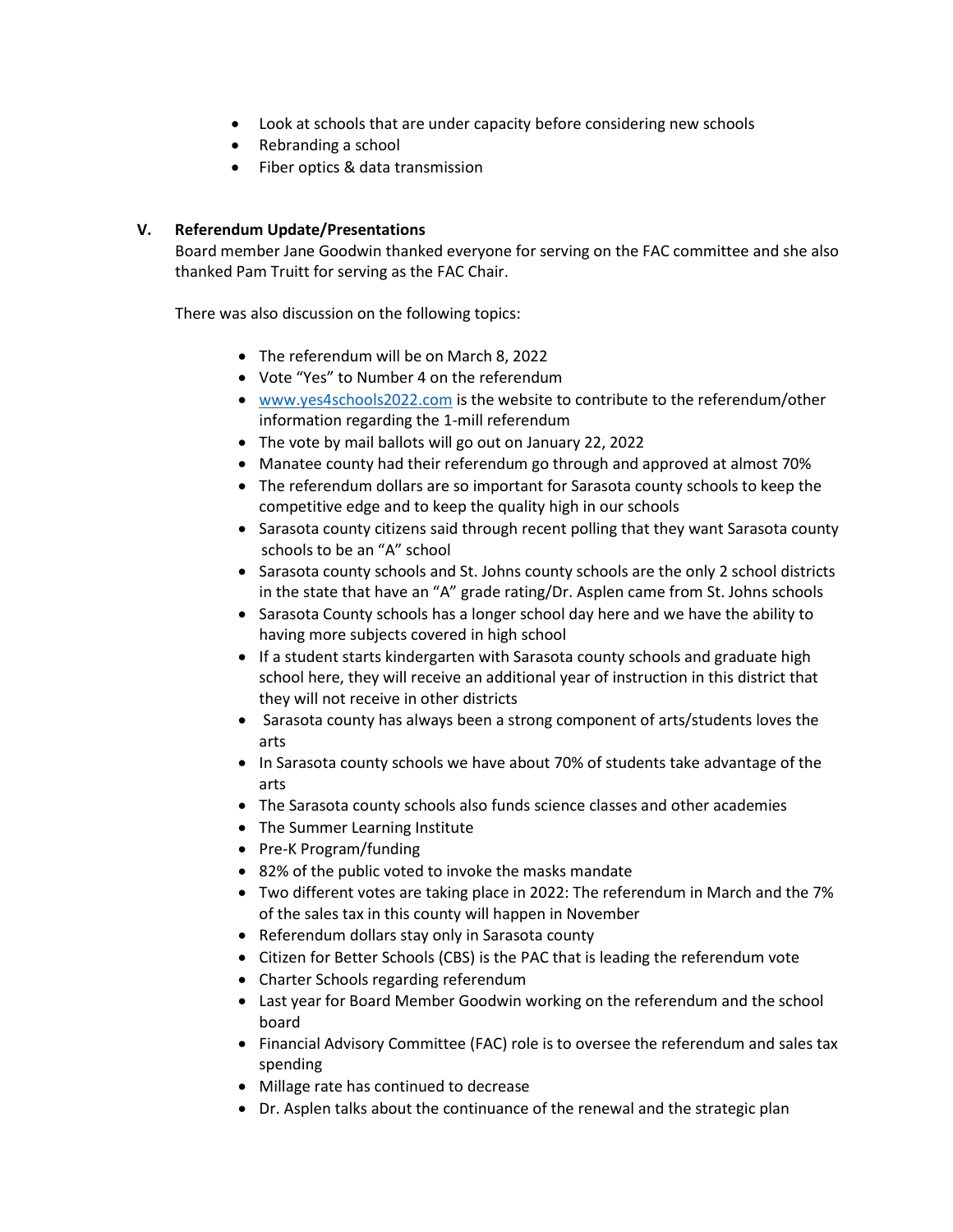- Look at schools that are under capacity before considering new schools
- Rebranding a school
- Fiber optics & data transmission

**V. Referendum Update/Presentations**

Board member Jane Goodwin thanked everyone for serving on the FAC committee and she also thanked Pam Truitt for serving as the FAC Chair.

There was also discussion on the following topics:

- The referendum will be on March 8, 2022
- Vote "Yes" to Number 4 on the referendum
- [www.yes4schools2022.com](http://www.yes4schools2022.com) is the website to contribute to the referendum/other information regarding the 1-mill referendum
- The vote by mail ballots will go out on January 22, 2022
- Manatee county had their referendum go through and approved at almost 70%
- The referendum dollars are so important for Sarasota county schools to keep the competitive edge and to keep the quality high in our schools
- Sarasota county citizens said through recent polling that they want Sarasota county schools to be an "A" school
- Sarasota county schools and St. Johns county schools are the only 2 school districts in the state that have an "A" grade rating/Dr. Asplen came from St. Johns schools
- Sarasota County schools has a longer school day here and we have the ability to having more subjects covered in high school
- If a student starts kindergarten with Sarasota county schools and graduate high school here, they will receive an additional year of instruction in this district that they will not receive in other districts
- Sarasota county has always been a strong component of arts/students loves the arts
- In Sarasota county schools we have about 70% of students take advantage of the arts
- The Sarasota county schools also funds science classes and other academies
- The Summer Learning Institute
- Pre-K Program/funding
- 82% of the public voted to invoke the masks mandate
- Two different votes are taking place in 2022: The referendum in March and the 7% of the sales tax in this county will happen in November
- Referendum dollars stay only in Sarasota county
- Citizen for Better Schools (CBS) is the PAC that is leading the referendum vote
- Charter Schools regarding referendum
- Last year for Board Member Goodwin working on the referendum and the school board
- Financial Advisory Committee (FAC) role is to oversee the referendum and sales tax spending
- Millage rate has continued to decrease
- Dr. Asplen talks about the continuance of the renewal and the strategic plan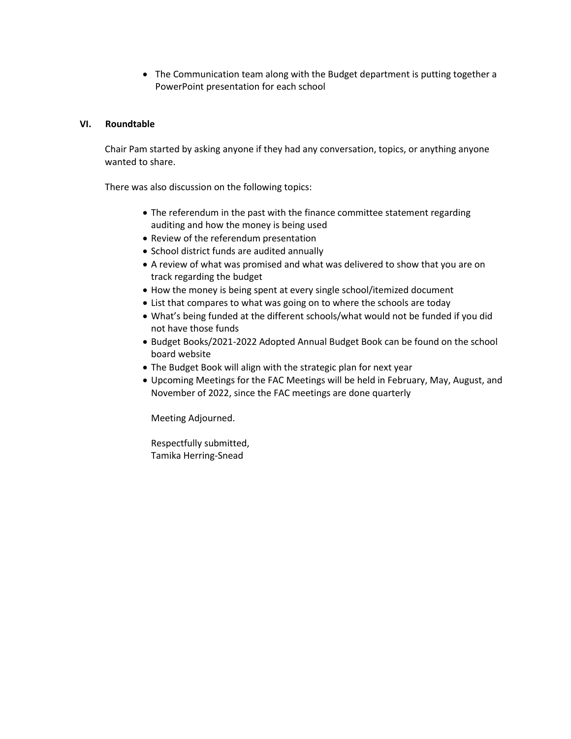- The Communication team along with the Budget department is putting together a PowerPoint presentation for each school

## VI. Roundtable

Chair Pam started by asking anyone if they had any conversation, topics, or anything anyone wanted to share.

There was also discussion on the following topics:

- The referendum in the past with the finance committee statement regarding auditing and how the money is being used
- Review of the referendum presentation
- School district funds are audited annually
- A review of what was promised and what was delivered to show that you are on track regarding the budget
- How the money is being spent at every single school/itemized document
- List that compares to what was going on to where the schools are today
- What's being funded at the different schools/what would not be funded if you did not have those funds
- Budget Books/2021-2022 Adopted Annual Budget Book can be found on the school board website
- The Budget Book will align with the strategic plan for next year
- Upcoming Meetings for the FAC Meetings will be held in February, May, August, and November of 2022, since the FAC meetings are done quarterly

Meeting Adjourned.

Respectfully submitted,
Tamika Herring-Snead